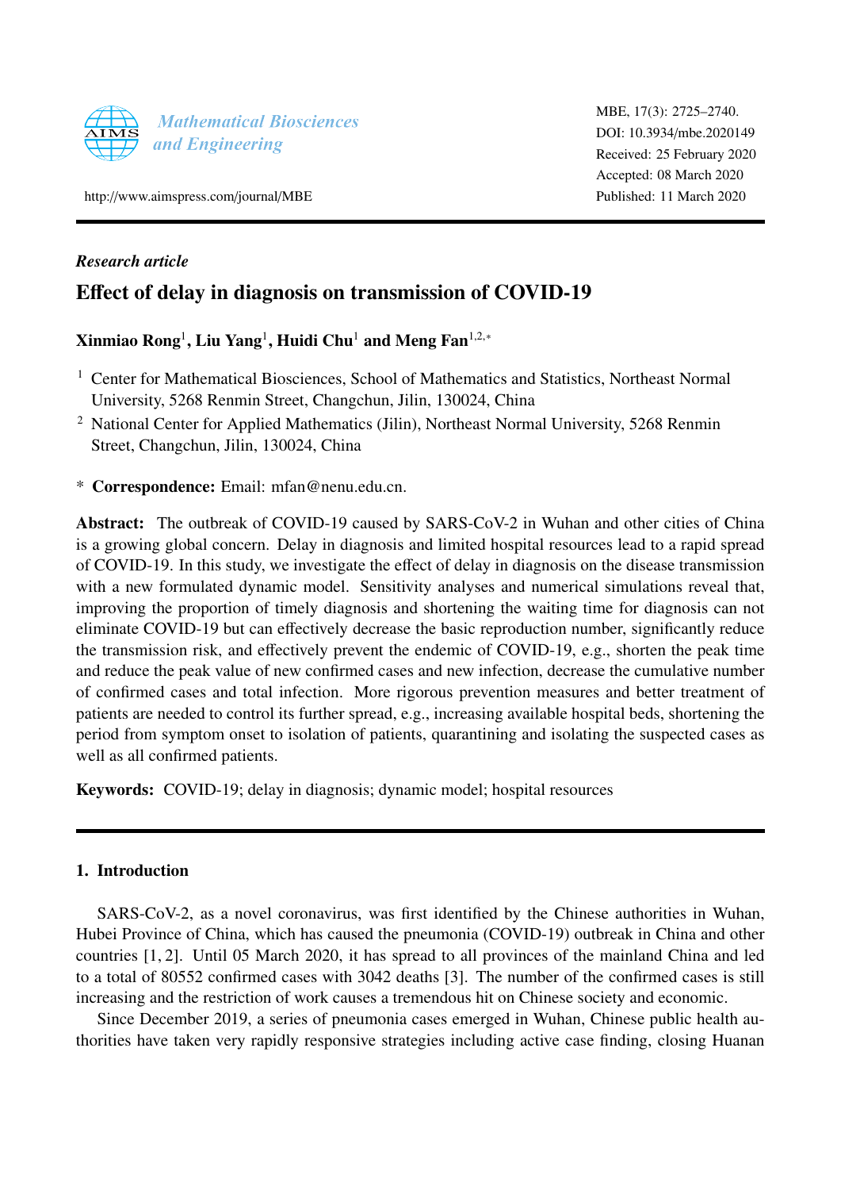*Research article*

# Effect of delay in diagnosis on transmission of COVID-19

**Xinmiao Rong**[1], **Liu Yang**[1], **Huidi Chu**[1] **and Meng Fan**[1,2,*]

[1] Center for Mathematical Biosciences, School of Mathematics and Statistics, Northeast Normal University, 5268 Renmin Street, Changchun, Jilin, 130024, China

[2] National Center for Applied Mathematics (Jilin), Northeast Normal University, 5268 Renmin Street, Changchun, Jilin, 130024, China

\* **Correspondence:** Email: mfan@nenu.edu.cn.

**Abstract:** The outbreak of COVID-19 caused by SARS-CoV-2 in Wuhan and other cities of China is a growing global concern. Delay in diagnosis and limited hospital resources lead to a rapid spread of COVID-19. In this study, we investigate the effect of delay in diagnosis on the disease transmission with a new formulated dynamic model. Sensitivity analyses and numerical simulations reveal that, improving the proportion of timely diagnosis and shortening the waiting time for diagnosis can not eliminate COVID-19 but can effectively decrease the basic reproduction number, significantly reduce the transmission risk, and effectively prevent the endemic of COVID-19, e.g., shorten the peak time and reduce the peak value of new confirmed cases and new infection, decrease the cumulative number of confirmed cases and total infection. More rigorous prevention measures and better treatment of patients are needed to control its further spread, e.g., increasing available hospital beds, shortening the period from symptom onset to isolation of patients, quarantining and isolating the suspected cases as well as all confirmed patients.

**Keywords:** COVID-19; delay in diagnosis; dynamic model; hospital resources

## 1. Introduction

SARS-CoV-2, as a novel coronavirus, was first identified by the Chinese authorities in Wuhan, Hubei Province of China, which has caused the pneumonia (COVID-19) outbreak in China and other countries [1, 2]. Until 05 March 2020, it has spread to all provinces of the mainland China and led to a total of 80552 confirmed cases with 3042 deaths [3]. The number of the confirmed cases is still increasing and the restriction of work causes a tremendous hit on Chinese society and economic.

Since December 2019, a series of pneumonia cases emerged in Wuhan, Chinese public health authorities have taken very rapidly responsive strategies including active case finding, closing Huanan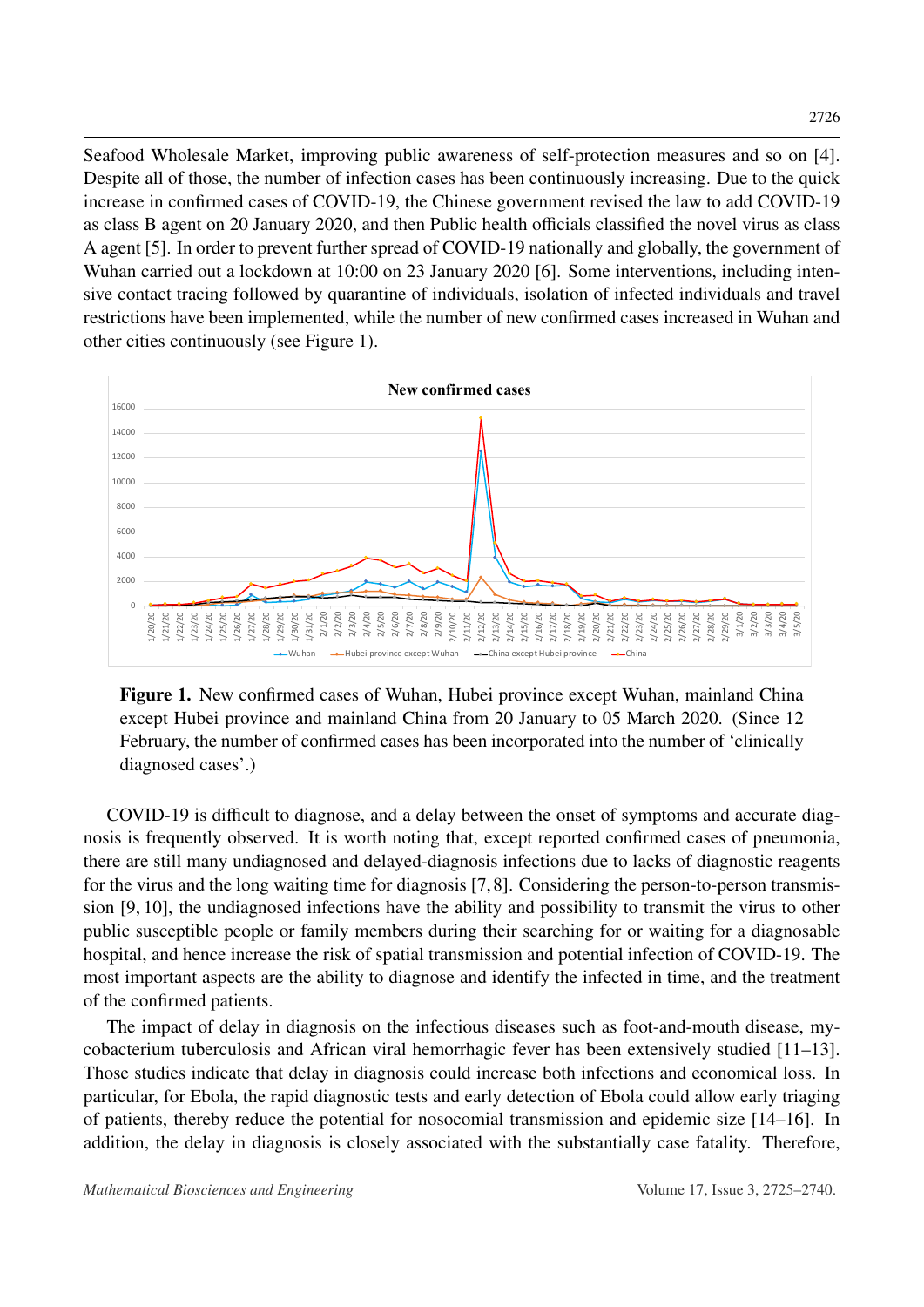Seafood Wholesale Market, improving public awareness of self-protection measures and so on [4]. Despite all of those, the number of infection cases has been continuously increasing. Due to the quick increase in confirmed cases of COVID-19, the Chinese government revised the law to add COVID-19 as class B agent on 20 January 2020, and then Public health officials classified the novel virus as class A agent [5]. In order to prevent further spread of COVID-19 nationally and globally, the government of Wuhan carried out a lockdown at 10:00 on 23 January 2020 [6]. Some interventions, including intensive contact tracing followed by quarantine of individuals, isolation of infected individuals and travel restrictions have been implemented, while the number of new confirmed cases increased in Wuhan and other cities continuously (see Figure 1).

**Figure 1.** New confirmed cases of Wuhan, Hubei province except Wuhan, mainland China except Hubei province and mainland China from 20 January to 05 March 2020. (Since 12 February, the number of confirmed cases has been incorporated into the number of 'clinically diagnosed cases'.)

COVID-19 is difficult to diagnose, and a delay between the onset of symptoms and accurate diagnosis is frequently observed. It is worth noting that, except reported confirmed cases of pneumonia, there are still many undiagnosed and delayed-diagnosis infections due to lacks of diagnostic reagents for the virus and the long waiting time for diagnosis [7,8]. Considering the person-to-person transmission [9, 10], the undiagnosed infections have the ability and possibility to transmit the virus to other public susceptible people or family members during their searching for or waiting for a diagnosable hospital, and hence increase the risk of spatial transmission and potential infection of COVID-19. The most important aspects are the ability to diagnose and identify the infected in time, and the treatment of the confirmed patients.

The impact of delay in diagnosis on the infectious diseases such as foot-and-mouth disease, mycobacterium tuberculosis and African viral hemorrhagic fever has been extensively studied [11–13]. Those studies indicate that delay in diagnosis could increase both infections and economical loss. In particular, for Ebola, the rapid diagnostic tests and early detection of Ebola could allow early triaging of patients, thereby reduce the potential for nosocomial transmission and epidemic size [14–16]. In addition, the delay in diagnosis is closely associated with the substantially case fatality. Therefore,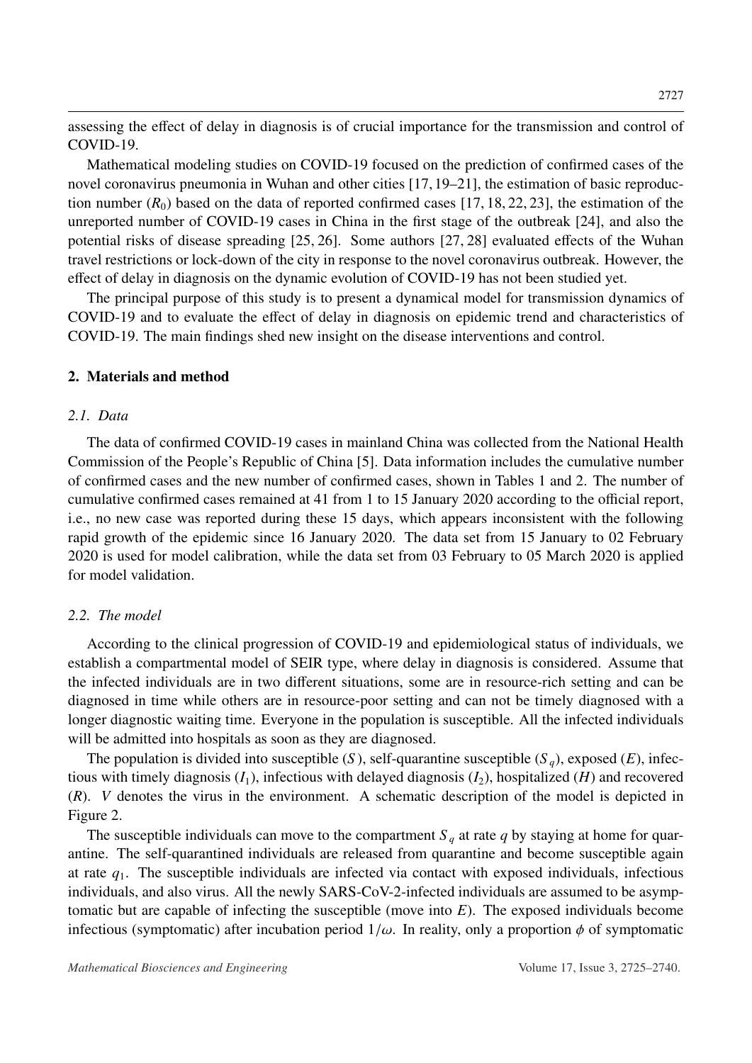assessing the effect of delay in diagnosis is of crucial importance for the transmission and control of COVID-19.

Mathematical modeling studies on COVID-19 focused on the prediction of confirmed cases of the novel coronavirus pneumonia in Wuhan and other cities [17, 19–21], the estimation of basic reproduction number ($R_0$) based on the data of reported confirmed cases [17, 18, 22, 23], the estimation of the unreported number of COVID-19 cases in China in the first stage of the outbreak [24], and also the potential risks of disease spreading [25, 26]. Some authors [27, 28] evaluated effects of the Wuhan travel restrictions or lock-down of the city in response to the novel coronavirus outbreak. However, the effect of delay in diagnosis on the dynamic evolution of COVID-19 has not been studied yet.

The principal purpose of this study is to present a dynamical model for transmission dynamics of COVID-19 and to evaluate the effect of delay in diagnosis on epidemic trend and characteristics of COVID-19. The main findings shed new insight on the disease interventions and control.

## 2. Materials and method

### 2.1. Data

The data of confirmed COVID-19 cases in mainland China was collected from the National Health Commission of the People's Republic of China [5]. Data information includes the cumulative number of confirmed cases and the new number of confirmed cases, shown in Tables 1 and 2. The number of cumulative confirmed cases remained at 41 from 1 to 15 January 2020 according to the official report, i.e., no new case was reported during these 15 days, which appears inconsistent with the following rapid growth of the epidemic since 16 January 2020. The data set from 15 January to 02 February 2020 is used for model calibration, while the data set from 03 February to 05 March 2020 is applied for model validation.

### 2.2. The model

According to the clinical progression of COVID-19 and epidemiological status of individuals, we establish a compartmental model of SEIR type, where delay in diagnosis is considered. Assume that the infected individuals are in two different situations, some are in resource-rich setting and can be diagnosed in time while others are in resource-poor setting and can not be timely diagnosed with a longer diagnostic waiting time. Everyone in the population is susceptible. All the infected individuals will be admitted into hospitals as soon as they are diagnosed.

The population is divided into susceptible ($S$), self-quarantine susceptible ($S_q$), exposed ($E$), infectious with timely diagnosis ($I_1$), infectious with delayed diagnosis ($I_2$), hospitalized ($H$) and recovered ($R$). $V$ denotes the virus in the environment. A schematic description of the model is depicted in Figure 2.

The susceptible individuals can move to the compartment $S_q$ at rate $q$ by staying at home for quarantine. The self-quarantined individuals are released from quarantine and become susceptible again at rate $q_1$. The susceptible individuals are infected via contact with exposed individuals, infectious individuals, and also virus. All the newly SARS-CoV-2-infected individuals are assumed to be asymptomatic but are capable of infecting the susceptible (move into $E$). The exposed individuals become infectious (symptomatic) after incubation period $1/\omega$. In reality, only a proportion $\phi$ of symptomatic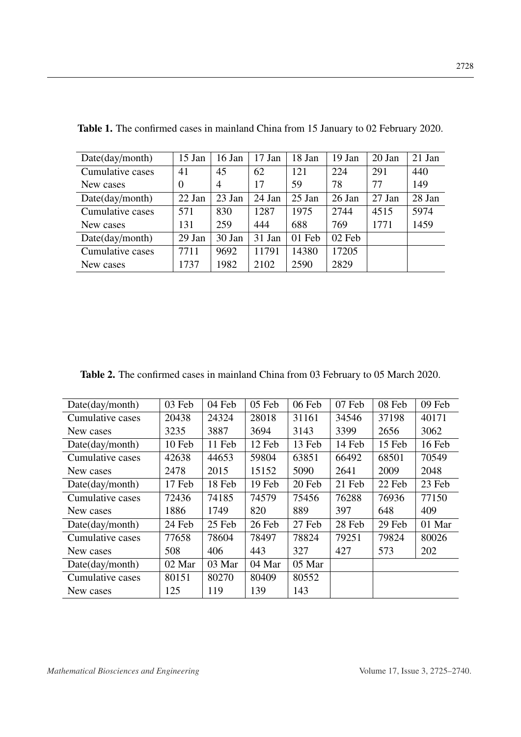**Table 1.** The confirmed cases in mainland China from 15 January to 02 February 2020.

| Date(day/month) | 15 Jan | 16 Jan | 17 Jan | 18 Jan | 19 Jan | 20 Jan | 21 Jan |
|---|---|---|---|---|---|---|---|
| Cumulative cases | 41 | 45 | 62 | 121 | 224 | 291 | 440 |
| New cases | 0 | 4 | 17 | 59 | 78 | 77 | 149 |
| Date(day/month) | 22 Jan | 23 Jan | 24 Jan | 25 Jan | 26 Jan | 27 Jan | 28 Jan |
| Cumulative cases | 571 | 830 | 1287 | 1975 | 2744 | 4515 | 5974 |
| New cases | 131 | 259 | 444 | 688 | 769 | 1771 | 1459 |
| Date(day/month) | 29 Jan | 30 Jan | 31 Jan | 01 Feb | 02 Feb | | |
| Cumulative cases | 7711 | 9692 | 11791 | 14380 | 17205 | | |
| New cases | 1737 | 1982 | 2102 | 2590 | 2829 | | |

**Table 2.** The confirmed cases in mainland China from 03 February to 05 March 2020.

| Date(day/month) | 03 Feb | 04 Feb | 05 Feb | 06 Feb | 07 Feb | 08 Feb | 09 Feb |
|---|---|---|---|---|---|---|---|
| Cumulative cases | 20438 | 24324 | 28018 | 31161 | 34546 | 37198 | 40171 |
| New cases | 3235 | 3887 | 3694 | 3143 | 3399 | 2656 | 3062 |
| Date(day/month) | 10 Feb | 11 Feb | 12 Feb | 13 Feb | 14 Feb | 15 Feb | 16 Feb |
| Cumulative cases | 42638 | 44653 | 59804 | 63851 | 66492 | 68501 | 70549 |
| New cases | 2478 | 2015 | 15152 | 5090 | 2641 | 2009 | 2048 |
| Date(day/month) | 17 Feb | 18 Feb | 19 Feb | 20 Feb | 21 Feb | 22 Feb | 23 Feb |
| Cumulative cases | 72436 | 74185 | 74579 | 75456 | 76288 | 76936 | 77150 |
| New cases | 1886 | 1749 | 820 | 889 | 397 | 648 | 409 |
| Date(day/month) | 24 Feb | 25 Feb | 26 Feb | 27 Feb | 28 Feb | 29 Feb | 01 Mar |
| Cumulative cases | 77658 | 78604 | 78497 | 78824 | 79251 | 79824 | 80026 |
| New cases | 508 | 406 | 443 | 327 | 427 | 573 | 202 |
| Date(day/month) | 02 Mar | 03 Mar | 04 Mar | 05 Mar | | | |
| Cumulative cases | 80151 | 80270 | 80409 | 80552 | | | |
| New cases | 125 | 119 | 139 | 143 | | | |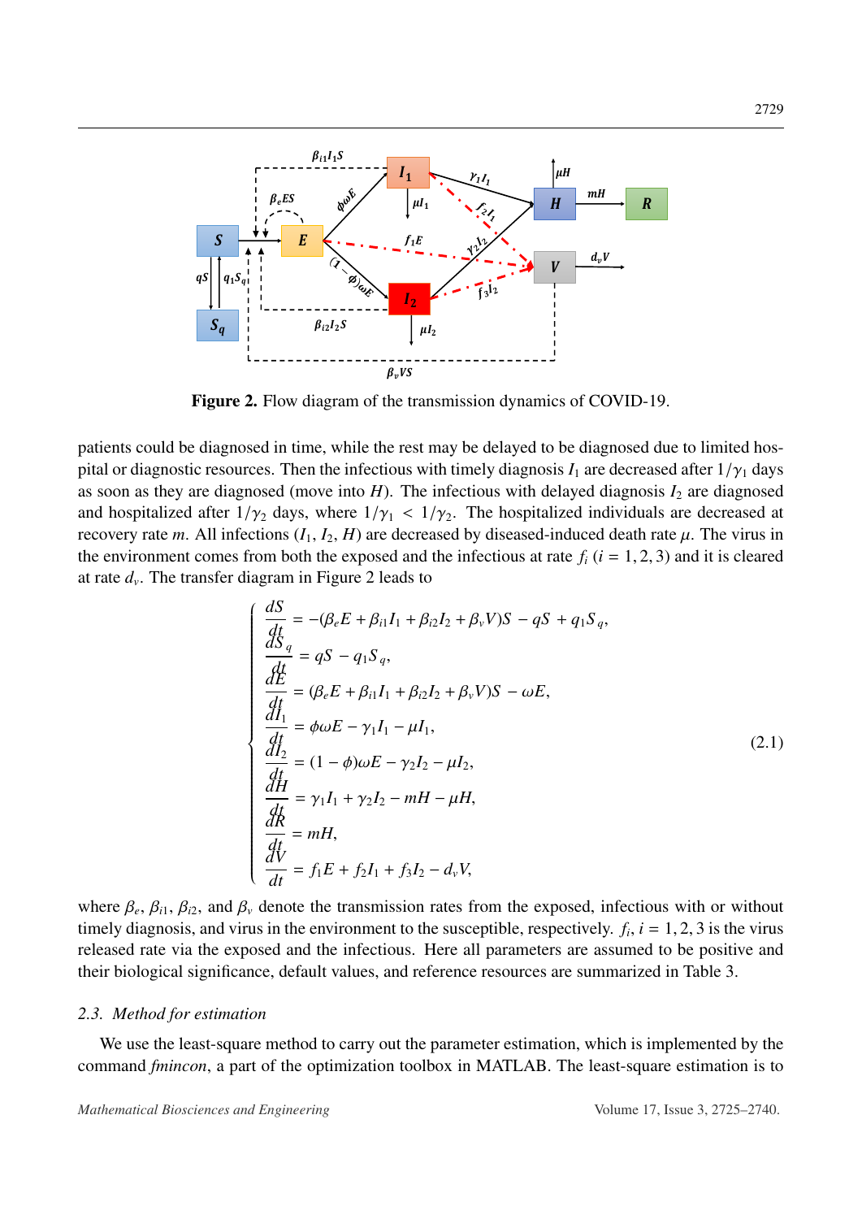**Figure 2.** Flow diagram of the transmission dynamics of COVID-19.

patients could be diagnosed in time, while the rest may be delayed to be diagnosed due to limited hospital or diagnostic resources. Then the infectious with timely diagnosis $I_1$ are decreased after $1/\gamma_1$ days as soon as they are diagnosed (move into $H$). The infectious with delayed diagnosis $I_2$ are diagnosed and hospitalized after $1/\gamma_2$ days, where $1/\gamma_1 < 1/\gamma_2$. The hospitalized individuals are decreased at recovery rate $m$. All infections ($I_1, I_2, H$) are decreased by diseased-induced death rate $\mu$. The virus in the environment comes from both the exposed and the infectious at rate $f_i$ ($i = 1, 2, 3$) and it is cleared at rate $d_v$. The transfer diagram in Figure 2 leads to

$$
\begin{cases}
\dfrac{dS}{dt} = -(\beta_e E + \beta_{i1} I_1 + \beta_{i2} I_2 + \beta_v V)S - qS + q_1 S_q, \\
\dfrac{dS_q}{dt} = qS - q_1 S_q, \\
\dfrac{dE}{dt} = (\beta_e E + \beta_{i1} I_1 + \beta_{i2} I_2 + \beta_v V)S - \omega E, \\
\dfrac{dI_1}{dt} = \phi \omega E - \gamma_1 I_1 - \mu I_1, \\
\dfrac{dI_2}{dt} = (1-\phi)\omega E - \gamma_2 I_2 - \mu I_2, \\
\dfrac{dH}{dt} = \gamma_1 I_1 + \gamma_2 I_2 - mH - \mu H, \\
\dfrac{dR}{dt} = mH, \\
\dfrac{dV}{dt} = f_1 E + f_2 I_1 + f_3 I_2 - d_v V,
\end{cases}
\tag{2.1}
$$

where $\beta_e$, $\beta_{i1}$, $\beta_{i2}$, and $\beta_v$ denote the transmission rates from the exposed, infectious with or without timely diagnosis, and virus in the environment to the susceptible, respectively. $f_i$, $i = 1, 2, 3$ is the virus released rate via the exposed and the infectious. Here all parameters are assumed to be positive and their biological significance, default values, and reference resources are summarized in Table 3.

### *2.3. Method for estimation*

We use the least-square method to carry out the parameter estimation, which is implemented by the command *fmincon*, a part of the optimization toolbox in MATLAB. The least-square estimation is to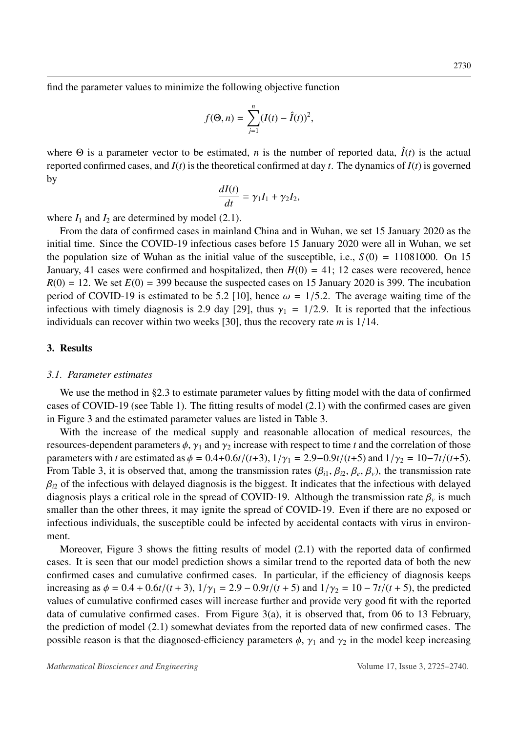find the parameter values to minimize the following objective function

$$f(\Theta, n) = \sum_{j=1}^{n} (I(t) - \hat{I}(t))^2,$$

where $\Theta$ is a parameter vector to be estimated, $n$ is the number of reported data, $\hat{I}(t)$ is the actual reported confirmed cases, and $I(t)$ is the theoretical confirmed at day $t$. The dynamics of $I(t)$ is governed by

$$\frac{dI(t)}{dt} = \gamma_1 I_1 + \gamma_2 I_2,$$

where $I_1$ and $I_2$ are determined by model (2.1).

From the data of confirmed cases in mainland China and in Wuhan, we set 15 January 2020 as the initial time. Since the COVID-19 infectious cases before 15 January 2020 were all in Wuhan, we set the population size of Wuhan as the initial value of the susceptible, i.e., $S(0) = 11081000$. On 15 January, 41 cases were confirmed and hospitalized, then $H(0) = 41$; 12 cases were recovered, hence $R(0) = 12$. We set $E(0) = 399$ because the suspected cases on 15 January 2020 is 399. The incubation period of COVID-19 is estimated to be 5.2 [10], hence $\omega = 1/5.2$. The average waiting time of the infectious with timely diagnosis is 2.9 day [29], thus $\gamma_1 = 1/2.9$. It is reported that the infectious individuals can recover within two weeks [30], thus the recovery rate $m$ is $1/14$.

## 3. Results

### 3.1. Parameter estimates

We use the method in §2.3 to estimate parameter values by fitting model with the data of confirmed cases of COVID-19 (see Table 1). The fitting results of model (2.1) with the confirmed cases are given in Figure 3 and the estimated parameter values are listed in Table 3.

With the increase of the medical supply and reasonable allocation of medical resources, the resources-dependent parameters $\phi$, $\gamma_1$ and $\gamma_2$ increase with respect to time $t$ and the correlation of those parameters with $t$ are estimated as $\phi = 0.4 + 0.6t/(t+3)$, $1/\gamma_1 = 2.9 - 0.9t/(t+5)$ and $1/\gamma_2 = 10 - 7t/(t+5)$. From Table 3, it is observed that, among the transmission rates ($\beta_{i1}, \beta_{i2}, \beta_e, \beta_v$), the transmission rate $\beta_{i2}$ of the infectious with delayed diagnosis is the biggest. It indicates that the infectious with delayed diagnosis plays a critical role in the spread of COVID-19. Although the transmission rate $\beta_v$ is much smaller than the other threes, it may ignite the spread of COVID-19. Even if there are no exposed or infectious individuals, the susceptible could be infected by accidental contacts with virus in environment.

Moreover, Figure 3 shows the fitting results of model (2.1) with the reported data of confirmed cases. It is seen that our model prediction shows a similar trend to the reported data of both the new confirmed cases and cumulative confirmed cases. In particular, if the efficiency of diagnosis keeps increasing as $\phi = 0.4 + 0.6t/(t+3)$, $1/\gamma_1 = 2.9 - 0.9t/(t+5)$ and $1/\gamma_2 = 10 - 7t/(t+5)$, the predicted values of cumulative confirmed cases will increase further and provide very good fit with the reported data of cumulative confirmed cases. From Figure 3(a), it is observed that, from 06 to 13 February, the prediction of model (2.1) somewhat deviates from the reported data of new confirmed cases. The possible reason is that the diagnosed-efficiency parameters $\phi$, $\gamma_1$ and $\gamma_2$ in the model keep increasing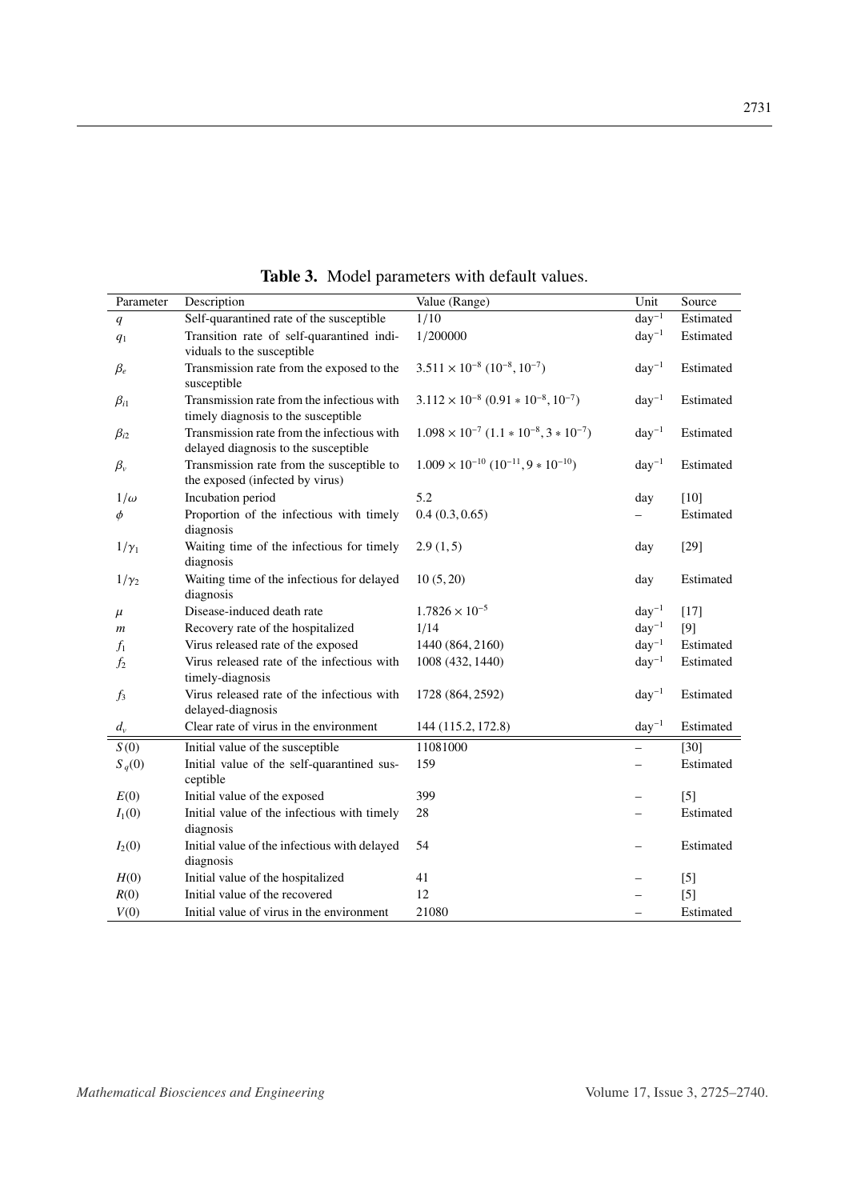**Table 3.** Model parameters with default values.

| Parameter | Description | Value (Range) | Unit | Source |
|---|---|---|---|---|
| $q$ | Self-quarantined rate of the susceptible | $1/10$ | $\text{day}^{-1}$ | Estimated |
| $q_1$ | Transition rate of self-quarantined individuals to the susceptible | 1/200000 | $\text{day}^{-1}$ | Estimated |
| $\beta_e$ | Transmission rate from the exposed to the susceptible | $3.511 \times 10^{-8}$ $(10^{-8}, 10^{-7})$ | $\text{day}^{-1}$ | Estimated |
| $\beta_{i1}$ | Transmission rate from the infectious with timely diagnosis to the susceptible | $3.112 \times 10^{-8}$ $(0.91 * 10^{-8}, 10^{-7})$ | $\text{day}^{-1}$ | Estimated |
| $\beta_{i2}$ | Transmission rate from the infectious with delayed diagnosis to the susceptible | $1.098 \times 10^{-7}$ $(1.1 * 10^{-8}, 3 * 10^{-7})$ | $\text{day}^{-1}$ | Estimated |
| $\beta_v$ | Transmission rate from the susceptible to the exposed (infected by virus) | $1.009 \times 10^{-10}$ $(10^{-11}, 9 * 10^{-10})$ | $\text{day}^{-1}$ | Estimated |
| $1/\omega$ | Incubation period | 5.2 | day | [10] |
| $\phi$ | Proportion of the infectious with timely diagnosis | $0.4$ $(0.3, 0.65)$ | – | Estimated |
| $1/\gamma_1$ | Waiting time of the infectious for timely diagnosis | $2.9$ $(1, 5)$ | day | [29] |
| $1/\gamma_2$ | Waiting time of the infectious for delayed diagnosis | $10$ $(5, 20)$ | day | Estimated |
| $\mu$ | Disease-induced death rate | $1.7826 \times 10^{-5}$ | $\text{day}^{-1}$ | [17] |
| $m$ | Recovery rate of the hospitalized | 1/14 | $\text{day}^{-1}$ | [9] |
| $f_1$ | Virus released rate of the exposed | 1440 (864, 2160) | $\text{day}^{-1}$ | Estimated |
| $f_2$ | Virus released rate of the infectious with timely-diagnosis | 1008 (432, 1440) | $\text{day}^{-1}$ | Estimated |
| $f_3$ | Virus released rate of the infectious with delayed-diagnosis | 1728 (864, 2592) | $\text{day}^{-1}$ | Estimated |
| $d_v$ | Clear rate of virus in the environment | 144 (115.2, 172.8) | $\text{day}^{-1}$ | Estimated |
| $S(0)$ | Initial value of the susceptible | 11081000 | – | [30] |
| $S_q(0)$ | Initial value of the self-quarantined susceptible | 159 | – | Estimated |
| $E(0)$ | Initial value of the exposed | 399 | – | [5] |
| $I_1(0)$ | Initial value of the infectious with timely diagnosis | 28 | – | Estimated |
| $I_2(0)$ | Initial value of the infectious with delayed diagnosis | 54 | – | Estimated |
| $H(0)$ | Initial value of the hospitalized | 41 | – | [5] |
| $R(0)$ | Initial value of the recovered | 12 | – | [5] |
| $V(0)$ | Initial value of virus in the environment | 21080 | – | Estimated |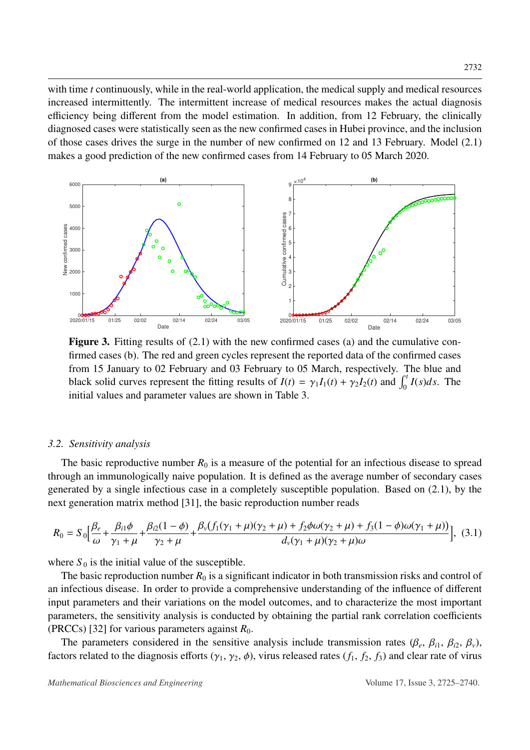with time $t$ continuously, while in the real-world application, the medical supply and medical resources increased intermittently. The intermittent increase of medical resources makes the actual diagnosis efficiency being different from the model estimation. In addition, from 12 February, the clinically diagnosed cases were statistically seen as the new confirmed cases in Hubei province, and the inclusion of those cases drives the surge in the number of new confirmed on 12 and 13 February. Model (2.1) makes a good prediction of the new confirmed cases from 14 February to 05 March 2020.

**Figure 3.** Fitting results of (2.1) with the new confirmed cases (a) and the cumulative confirmed cases (b). The red and green cycles represent the reported data of the confirmed cases from 15 January to 02 February and 03 February to 05 March, respectively. The blue and black solid curves represent the fitting results of $I(t) = \gamma_1 I_1(t) + \gamma_2 I_2(t)$ and $\int_0^t I(s)ds$. The initial values and parameter values are shown in Table 3.

### 3.2. Sensitivity analysis

The basic reproductive number $R_0$ is a measure of the potential for an infectious disease to spread through an immunologically naive population. It is defined as the average number of secondary cases generated by a single infectious case in a completely susceptible population. Based on (2.1), by the next generation matrix method [31], the basic reproduction number reads

$$R_0 = S_0\Big[\frac{\beta_e}{\omega} + \frac{\beta_{i1}\phi}{\gamma_1 + \mu} + \frac{\beta_{i2}(1-\phi)}{\gamma_2 + \mu} + \frac{\beta_v(f_1(\gamma_1+\mu)(\gamma_2+\mu) + f_2\phi\omega(\gamma_2+\mu) + f_3(1-\phi)\omega(\gamma_1+\mu))}{d_v(\gamma_1+\mu)(\gamma_2+\mu)\omega}\Big], \quad (3.1)$$

where $S_0$ is the initial value of the susceptible.

The basic reproduction number $R_0$ is a significant indicator in both transmission risks and control of an infectious disease. In order to provide a comprehensive understanding of the influence of different input parameters and their variations on the model outcomes, and to characterize the most important parameters, the sensitivity analysis is conducted by obtaining the partial rank correlation coefficients (PRCCs) [32] for various parameters against $R_0$.

The parameters considered in the sensitive analysis include transmission rates ($\beta_e$, $\beta_{i1}$, $\beta_{i2}$, $\beta_v$), factors related to the diagnosis efforts ($\gamma_1$, $\gamma_2$, $\phi$), virus released rates ($f_1$, $f_2$, $f_3$) and clear rate of virus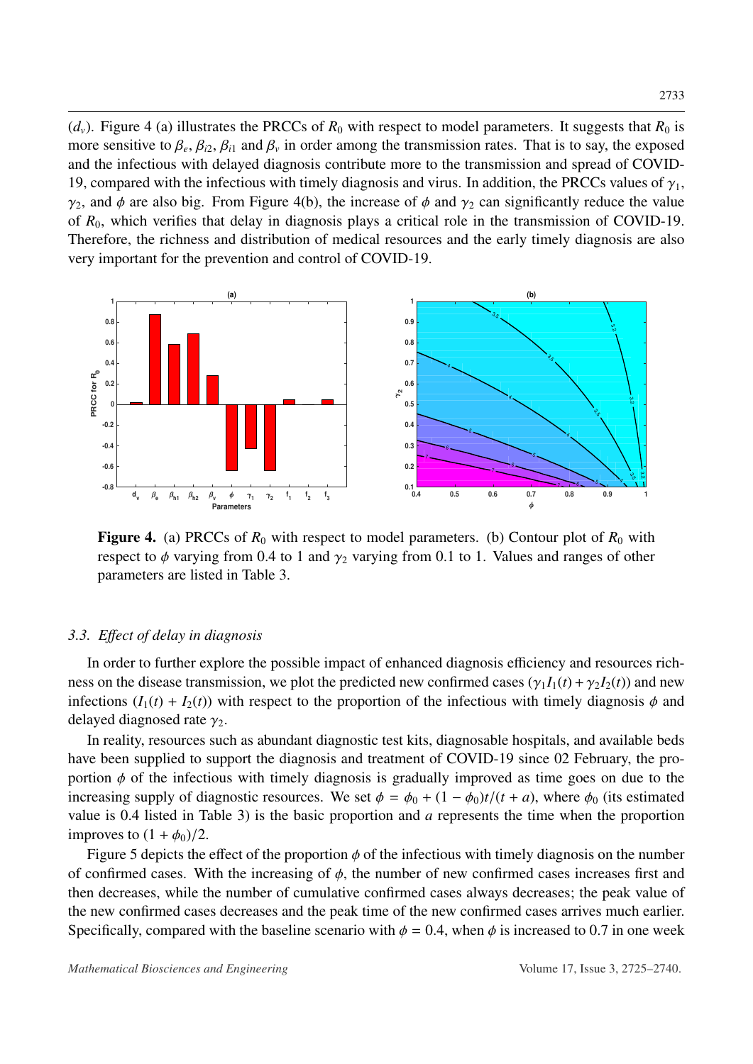($d_v$). Figure 4 (a) illustrates the PRCCs of $R_0$ with respect to model parameters. It suggests that $R_0$ is more sensitive to $\beta_e$, $\beta_{i2}$, $\beta_{i1}$ and $\beta_v$ in order among the transmission rates. That is to say, the exposed and the infectious with delayed diagnosis contribute more to the transmission and spread of COVID-19, compared with the infectious with timely diagnosis and virus. In addition, the PRCCs values of $\gamma_1$, $\gamma_2$, and $\phi$ are also big. From Figure 4(b), the increase of $\phi$ and $\gamma_2$ can significantly reduce the value of $R_0$, which verifies that delay in diagnosis plays a critical role in the transmission of COVID-19. Therefore, the richness and distribution of medical resources and the early timely diagnosis are also very important for the prevention and control of COVID-19.

**Figure 4.** (a) PRCCs of $R_0$ with respect to model parameters. (b) Contour plot of $R_0$ with respect to $\phi$ varying from 0.4 to 1 and $\gamma_2$ varying from 0.1 to 1. Values and ranges of other parameters are listed in Table 3.

### 3.3. *Effect of delay in diagnosis*

In order to further explore the possible impact of enhanced diagnosis efficiency and resources richness on the disease transmission, we plot the predicted new confirmed cases ($\gamma_1 I_1(t) + \gamma_2 I_2(t)$) and new infections ($I_1(t) + I_2(t)$) with respect to the proportion of the infectious with timely diagnosis $\phi$ and delayed diagnosed rate $\gamma_2$.

In reality, resources such as abundant diagnostic test kits, diagnosable hospitals, and available beds have been supplied to support the diagnosis and treatment of COVID-19 since 02 February, the proportion $\phi$ of the infectious with timely diagnosis is gradually improved as time goes on due to the increasing supply of diagnostic resources. We set $\phi = \phi_0 + (1 - \phi_0)t/(t + a)$, where $\phi_0$ (its estimated value is 0.4 listed in Table 3) is the basic proportion and $a$ represents the time when the proportion improves to $(1 + \phi_0)/2$.

Figure 5 depicts the effect of the proportion $\phi$ of the infectious with timely diagnosis on the number of confirmed cases. With the increasing of $\phi$, the number of new confirmed cases increases first and then decreases, while the number of cumulative confirmed cases always decreases; the peak value of the new confirmed cases decreases and the peak time of the new confirmed cases arrives much earlier. Specifically, compared with the baseline scenario with $\phi = 0.4$, when $\phi$ is increased to 0.7 in one week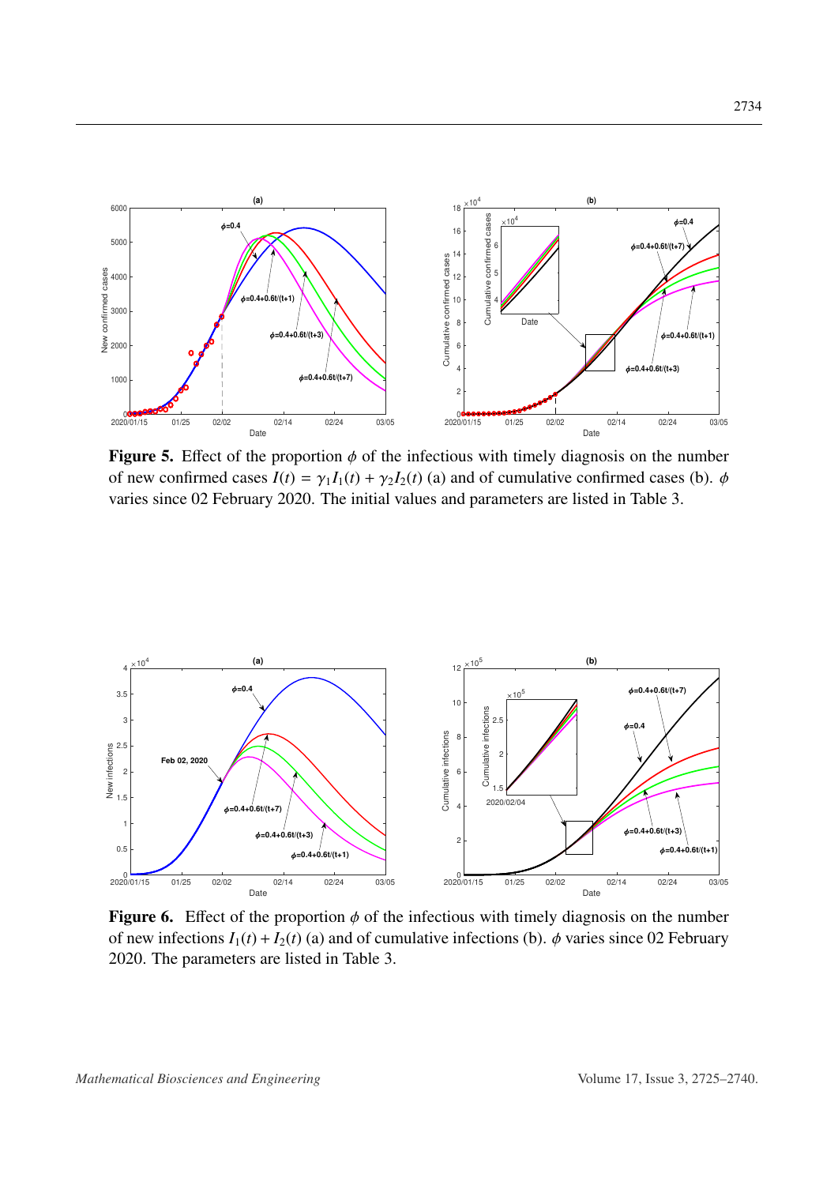**Figure 5.** Effect of the proportion $\phi$ of the infectious with timely diagnosis on the number of new confirmed cases $I(t) = \gamma_1 I_1(t) + \gamma_2 I_2(t)$ (a) and of cumulative confirmed cases (b). $\phi$ varies since 02 February 2020. The initial values and parameters are listed in Table 3.

**Figure 6.** Effect of the proportion $\phi$ of the infectious with timely diagnosis on the number of new infections $I_1(t) + I_2(t)$ (a) and of cumulative infections (b). $\phi$ varies since 02 February 2020. The parameters are listed in Table 3.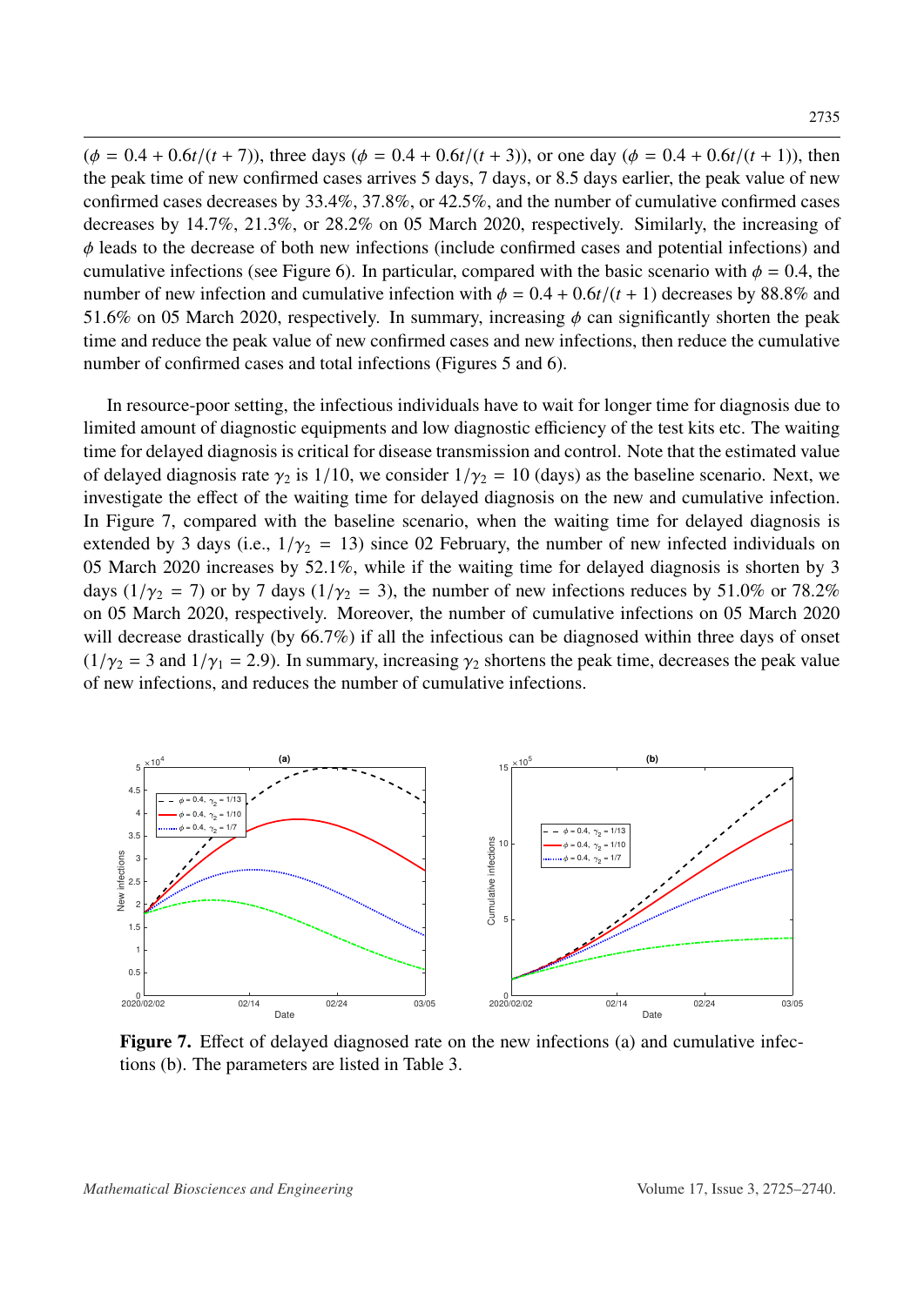($\phi = 0.4 + 0.6t/(t + 7)$), three days ($\phi = 0.4 + 0.6t/(t + 3)$), or one day ($\phi = 0.4 + 0.6t/(t + 1)$), then the peak time of new confirmed cases arrives 5 days, 7 days, or 8.5 days earlier, the peak value of new confirmed cases decreases by 33.4%, 37.8%, or 42.5%, and the number of cumulative confirmed cases decreases by 14.7%, 21.3%, or 28.2% on 05 March 2020, respectively. Similarly, the increasing of $\phi$ leads to the decrease of both new infections (include confirmed cases and potential infections) and cumulative infections (see Figure 6). In particular, compared with the basic scenario with $\phi = 0.4$, the number of new infection and cumulative infection with $\phi = 0.4 + 0.6t/(t + 1)$ decreases by 88.8% and 51.6% on 05 March 2020, respectively. In summary, increasing $\phi$ can significantly shorten the peak time and reduce the peak value of new confirmed cases and new infections, then reduce the cumulative number of confirmed cases and total infections (Figures 5 and 6).

In resource-poor setting, the infectious individuals have to wait for longer time for diagnosis due to limited amount of diagnostic equipments and low diagnostic efficiency of the test kits etc. The waiting time for delayed diagnosis is critical for disease transmission and control. Note that the estimated value of delayed diagnosis rate $\gamma_2$ is $1/10$, we consider $1/\gamma_2 = 10$ (days) as the baseline scenario. Next, we investigate the effect of the waiting time for delayed diagnosis on the new and cumulative infection. In Figure 7, compared with the baseline scenario, when the waiting time for delayed diagnosis is extended by 3 days (i.e., $1/\gamma_2 = 13$) since 02 February, the number of new infected individuals on 05 March 2020 increases by 52.1%, while if the waiting time for delayed diagnosis is shorten by 3 days ($1/\gamma_2 = 7$) or by 7 days ($1/\gamma_2 = 3$), the number of new infections reduces by 51.0% or 78.2% on 05 March 2020, respectively. Moreover, the number of cumulative infections on 05 March 2020 will decrease drastically (by 66.7%) if all the infectious can be diagnosed within three days of onset ($1/\gamma_2 = 3$ and $1/\gamma_1 = 2.9$). In summary, increasing $\gamma_2$ shortens the peak time, decreases the peak value of new infections, and reduces the number of cumulative infections.

**Figure 7.** Effect of delayed diagnosed rate on the new infections (a) and cumulative infections (b). The parameters are listed in Table 3.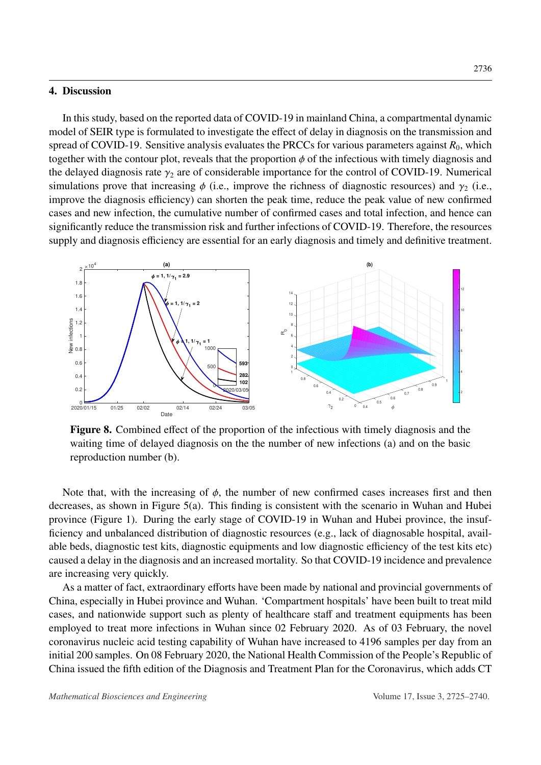## 4. Discussion

In this study, based on the reported data of COVID-19 in mainland China, a compartmental dynamic model of SEIR type is formulated to investigate the effect of delay in diagnosis on the transmission and spread of COVID-19. Sensitive analysis evaluates the PRCCs for various parameters against $R_0$, which together with the contour plot, reveals that the proportion $\phi$ of the infectious with timely diagnosis and the delayed diagnosis rate $\gamma_2$ are of considerable importance for the control of COVID-19. Numerical simulations prove that increasing $\phi$ (i.e., improve the richness of diagnostic resources) and $\gamma_2$ (i.e., improve the diagnosis efficiency) can shorten the peak time, reduce the peak value of new confirmed cases and new infection, the cumulative number of confirmed cases and total infection, and hence can significantly reduce the transmission risk and further infections of COVID-19. Therefore, the resources supply and diagnosis efficiency are essential for an early diagnosis and timely and definitive treatment.

**Figure 8.** Combined effect of the proportion of the infectious with timely diagnosis and the waiting time of delayed diagnosis on the the number of new infections (a) and on the basic reproduction number (b).

Note that, with the increasing of $\phi$, the number of new confirmed cases increases first and then decreases, as shown in Figure 5(a). This finding is consistent with the scenario in Wuhan and Hubei province (Figure 1). During the early stage of COVID-19 in Wuhan and Hubei province, the insufficiency and unbalanced distribution of diagnostic resources (e.g., lack of diagnosable hospital, available beds, diagnostic test kits, diagnostic equipments and low diagnostic efficiency of the test kits etc) caused a delay in the diagnosis and an increased mortality. So that COVID-19 incidence and prevalence are increasing very quickly.

As a matter of fact, extraordinary efforts have been made by national and provincial governments of China, especially in Hubei province and Wuhan. 'Compartment hospitals' have been built to treat mild cases, and nationwide support such as plenty of healthcare staff and treatment equipments has been employed to treat more infections in Wuhan since 02 February 2020. As of 03 February, the novel coronavirus nucleic acid testing capability of Wuhan have increased to 4196 samples per day from an initial 200 samples. On 08 February 2020, the National Health Commission of the People's Republic of China issued the fifth edition of the Diagnosis and Treatment Plan for the Coronavirus, which adds CT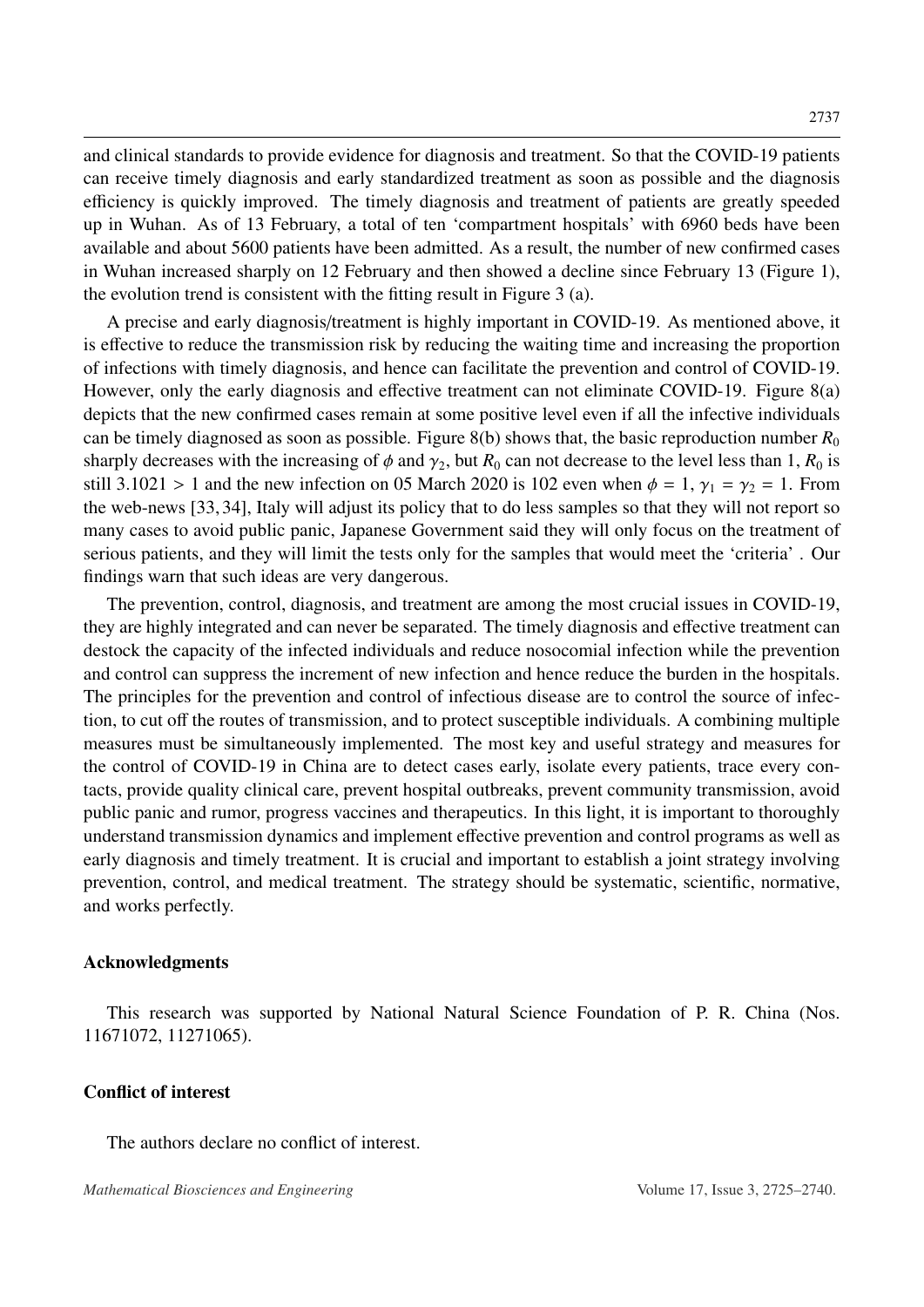and clinical standards to provide evidence for diagnosis and treatment. So that the COVID-19 patients can receive timely diagnosis and early standardized treatment as soon as possible and the diagnosis efficiency is quickly improved. The timely diagnosis and treatment of patients are greatly speeded up in Wuhan. As of 13 February, a total of ten 'compartment hospitals' with 6960 beds have been available and about 5600 patients have been admitted. As a result, the number of new confirmed cases in Wuhan increased sharply on 12 February and then showed a decline since February 13 (Figure 1), the evolution trend is consistent with the fitting result in Figure 3 (a).

A precise and early diagnosis/treatment is highly important in COVID-19. As mentioned above, it is effective to reduce the transmission risk by reducing the waiting time and increasing the proportion of infections with timely diagnosis, and hence can facilitate the prevention and control of COVID-19. However, only the early diagnosis and effective treatment can not eliminate COVID-19. Figure 8(a) depicts that the new confirmed cases remain at some positive level even if all the infective individuals can be timely diagnosed as soon as possible. Figure 8(b) shows that, the basic reproduction number $R_0$ sharply decreases with the increasing of $\phi$ and $\gamma_2$, but $R_0$ can not decrease to the level less than 1, $R_0$ is still $3.1021 > 1$ and the new infection on 05 March 2020 is 102 even when $\phi = 1$, $\gamma_1 = \gamma_2 = 1$. From the web-news [33, 34], Italy will adjust its policy that to do less samples so that they will not report so many cases to avoid public panic, Japanese Government said they will only focus on the treatment of serious patients, and they will limit the tests only for the samples that would meet the 'criteria' . Our findings warn that such ideas are very dangerous.

The prevention, control, diagnosis, and treatment are among the most crucial issues in COVID-19, they are highly integrated and can never be separated. The timely diagnosis and effective treatment can destock the capacity of the infected individuals and reduce nosocomial infection while the prevention and control can suppress the increment of new infection and hence reduce the burden in the hospitals. The principles for the prevention and control of infectious disease are to control the source of infection, to cut off the routes of transmission, and to protect susceptible individuals. A combining multiple measures must be simultaneously implemented. The most key and useful strategy and measures for the control of COVID-19 in China are to detect cases early, isolate every patients, trace every contacts, provide quality clinical care, prevent hospital outbreaks, prevent community transmission, avoid public panic and rumor, progress vaccines and therapeutics. In this light, it is important to thoroughly understand transmission dynamics and implement effective prevention and control programs as well as early diagnosis and timely treatment. It is crucial and important to establish a joint strategy involving prevention, control, and medical treatment. The strategy should be systematic, scientific, normative, and works perfectly.

## Acknowledgments

This research was supported by National Natural Science Foundation of P. R. China (Nos. 11671072, 11271065).

## Conflict of interest

The authors declare no conflict of interest.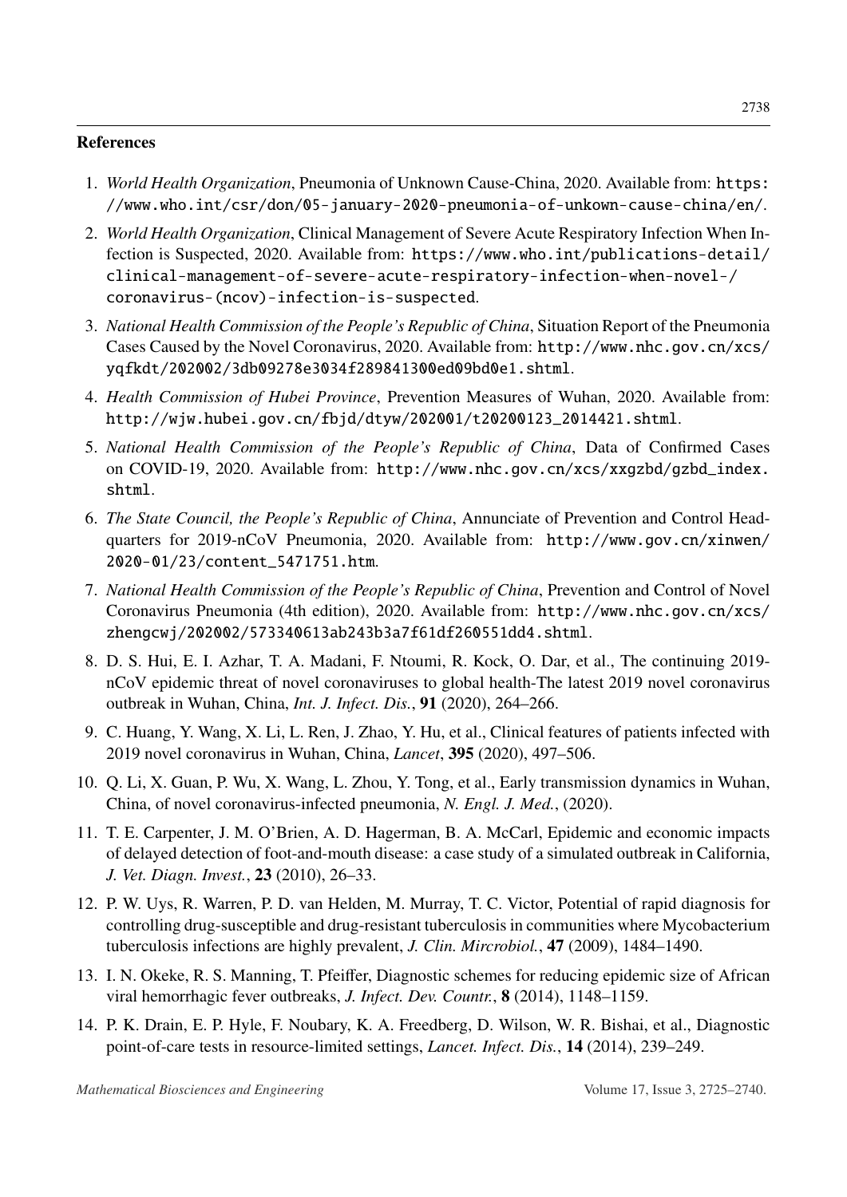## References

1. *World Health Organization*, Pneumonia of Unknown Cause-China, 2020. Available from: https://www.who.int/csr/don/05-january-2020-pneumonia-of-unkown-cause-china/en/.
2. *World Health Organization*, Clinical Management of Severe Acute Respiratory Infection When Infection is Suspected, 2020. Available from: https://www.who.int/publications-detail/clinical-management-of-severe-acute-respiratory-infection-when-novel-/coronavirus-(ncov)-infection-is-suspected.
3. *National Health Commission of the People's Republic of China*, Situation Report of the Pneumonia Cases Caused by the Novel Coronavirus, 2020. Available from: http://www.nhc.gov.cn/xcs/yqfkdt/202002/3db09278e3034f289841300ed09bd0e1.shtml.
4. *Health Commission of Hubei Province*, Prevention Measures of Wuhan, 2020. Available from: http://wjw.hubei.gov.cn/fbjd/dtyw/202001/t20200123_2014421.shtml.
5. *National Health Commission of the People's Republic of China*, Data of Confirmed Cases on COVID-19, 2020. Available from: http://www.nhc.gov.cn/xcs/xxgzbd/gzbd_index.shtml.
6. *The State Council, the People's Republic of China*, Annunciate of Prevention and Control Headquarters for 2019-nCoV Pneumonia, 2020. Available from: http://www.gov.cn/xinwen/2020-01/23/content_5471751.htm.
7. *National Health Commission of the People's Republic of China*, Prevention and Control of Novel Coronavirus Pneumonia (4th edition), 2020. Available from: http://www.nhc.gov.cn/xcs/zhengcwj/202002/573340613ab243b3a7f61df260551dd4.shtml.
8. D. S. Hui, E. I. Azhar, T. A. Madani, F. Ntoumi, R. Kock, O. Dar, et al., The continuing 2019-nCoV epidemic threat of novel coronaviruses to global health-The latest 2019 novel coronavirus outbreak in Wuhan, China, *Int. J. Infect. Dis.*, **91** (2020), 264–266.
9. C. Huang, Y. Wang, X. Li, L. Ren, J. Zhao, Y. Hu, et al., Clinical features of patients infected with 2019 novel coronavirus in Wuhan, China, *Lancet*, **395** (2020), 497–506.
10. Q. Li, X. Guan, P. Wu, X. Wang, L. Zhou, Y. Tong, et al., Early transmission dynamics in Wuhan, China, of novel coronavirus-infected pneumonia, *N. Engl. J. Med.*, (2020).
11. T. E. Carpenter, J. M. O'Brien, A. D. Hagerman, B. A. McCarl, Epidemic and economic impacts of delayed detection of foot-and-mouth disease: a case study of a simulated outbreak in California, *J. Vet. Diagn. Invest.*, **23** (2010), 26–33.
12. P. W. Uys, R. Warren, P. D. van Helden, M. Murray, T. C. Victor, Potential of rapid diagnosis for controlling drug-susceptible and drug-resistant tuberculosis in communities where Mycobacterium tuberculosis infections are highly prevalent, *J. Clin. Mircrobiol.*, **47** (2009), 1484–1490.
13. I. N. Okeke, R. S. Manning, T. Pfeiffer, Diagnostic schemes for reducing epidemic size of African viral hemorrhagic fever outbreaks, *J. Infect. Dev. Countr.*, **8** (2014), 1148–1159.
14. P. K. Drain, E. P. Hyle, F. Noubary, K. A. Freedberg, D. Wilson, W. R. Bishai, et al., Diagnostic point-of-care tests in resource-limited settings, *Lancet. Infect. Dis.*, **14** (2014), 239–249.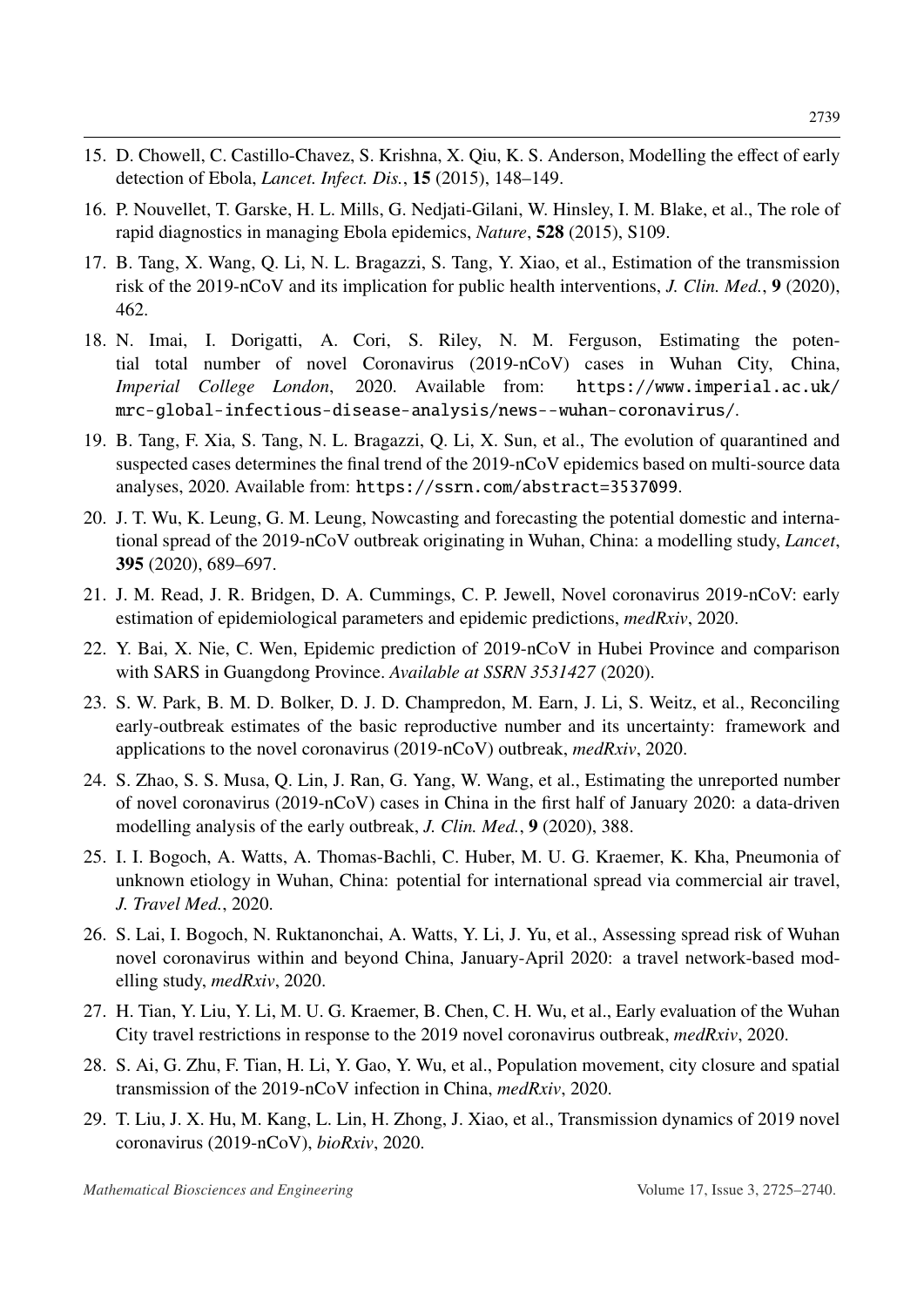15. D. Chowell, C. Castillo-Chavez, S. Krishna, X. Qiu, K. S. Anderson, Modelling the effect of early detection of Ebola, *Lancet. Infect. Dis.*, **15** (2015), 148–149.

16. P. Nouvellet, T. Garske, H. L. Mills, G. Nedjati-Gilani, W. Hinsley, I. M. Blake, et al., The role of rapid diagnostics in managing Ebola epidemics, *Nature*, **528** (2015), S109.

17. B. Tang, X. Wang, Q. Li, N. L. Bragazzi, S. Tang, Y. Xiao, et al., Estimation of the transmission risk of the 2019-nCoV and its implication for public health interventions, *J. Clin. Med.*, **9** (2020), 462.

18. N. Imai, I. Dorigatti, A. Cori, S. Riley, N. M. Ferguson, Estimating the potential total number of novel Coronavirus (2019-nCoV) cases in Wuhan City, China, *Imperial College London*, 2020. Available from: https://www.imperial.ac.uk/mrc-global-infectious-disease-analysis/news--wuhan-coronavirus/.

19. B. Tang, F. Xia, S. Tang, N. L. Bragazzi, Q. Li, X. Sun, et al., The evolution of quarantined and suspected cases determines the final trend of the 2019-nCoV epidemics based on multi-source data analyses, 2020. Available from: https://ssrn.com/abstract=3537099.

20. J. T. Wu, K. Leung, G. M. Leung, Nowcasting and forecasting the potential domestic and international spread of the 2019-nCoV outbreak originating in Wuhan, China: a modelling study, *Lancet*, **395** (2020), 689–697.

21. J. M. Read, J. R. Bridgen, D. A. Cummings, C. P. Jewell, Novel coronavirus 2019-nCoV: early estimation of epidemiological parameters and epidemic predictions, *medRxiv*, 2020.

22. Y. Bai, X. Nie, C. Wen, Epidemic prediction of 2019-nCoV in Hubei Province and comparison with SARS in Guangdong Province. *Available at SSRN 3531427* (2020).

23. S. W. Park, B. M. D. Bolker, D. J. D. Champredon, M. Earn, J. Li, S. Weitz, et al., Reconciling early-outbreak estimates of the basic reproductive number and its uncertainty: framework and applications to the novel coronavirus (2019-nCoV) outbreak, *medRxiv*, 2020.

24. S. Zhao, S. S. Musa, Q. Lin, J. Ran, G. Yang, W. Wang, et al., Estimating the unreported number of novel coronavirus (2019-nCoV) cases in China in the first half of January 2020: a data-driven modelling analysis of the early outbreak, *J. Clin. Med.*, **9** (2020), 388.

25. I. I. Bogoch, A. Watts, A. Thomas-Bachli, C. Huber, M. U. G. Kraemer, K. Kha, Pneumonia of unknown etiology in Wuhan, China: potential for international spread via commercial air travel, *J. Travel Med.*, 2020.

26. S. Lai, I. Bogoch, N. Ruktanonchai, A. Watts, Y. Li, J. Yu, et al., Assessing spread risk of Wuhan novel coronavirus within and beyond China, January-April 2020: a travel network-based modelling study, *medRxiv*, 2020.

27. H. Tian, Y. Liu, Y. Li, M. U. G. Kraemer, B. Chen, C. H. Wu, et al., Early evaluation of the Wuhan City travel restrictions in response to the 2019 novel coronavirus outbreak, *medRxiv*, 2020.

28. S. Ai, G. Zhu, F. Tian, H. Li, Y. Gao, Y. Wu, et al., Population movement, city closure and spatial transmission of the 2019-nCoV infection in China, *medRxiv*, 2020.

29. T. Liu, J. X. Hu, M. Kang, L. Lin, H. Zhong, J. Xiao, et al., Transmission dynamics of 2019 novel coronavirus (2019-nCoV), *bioRxiv*, 2020.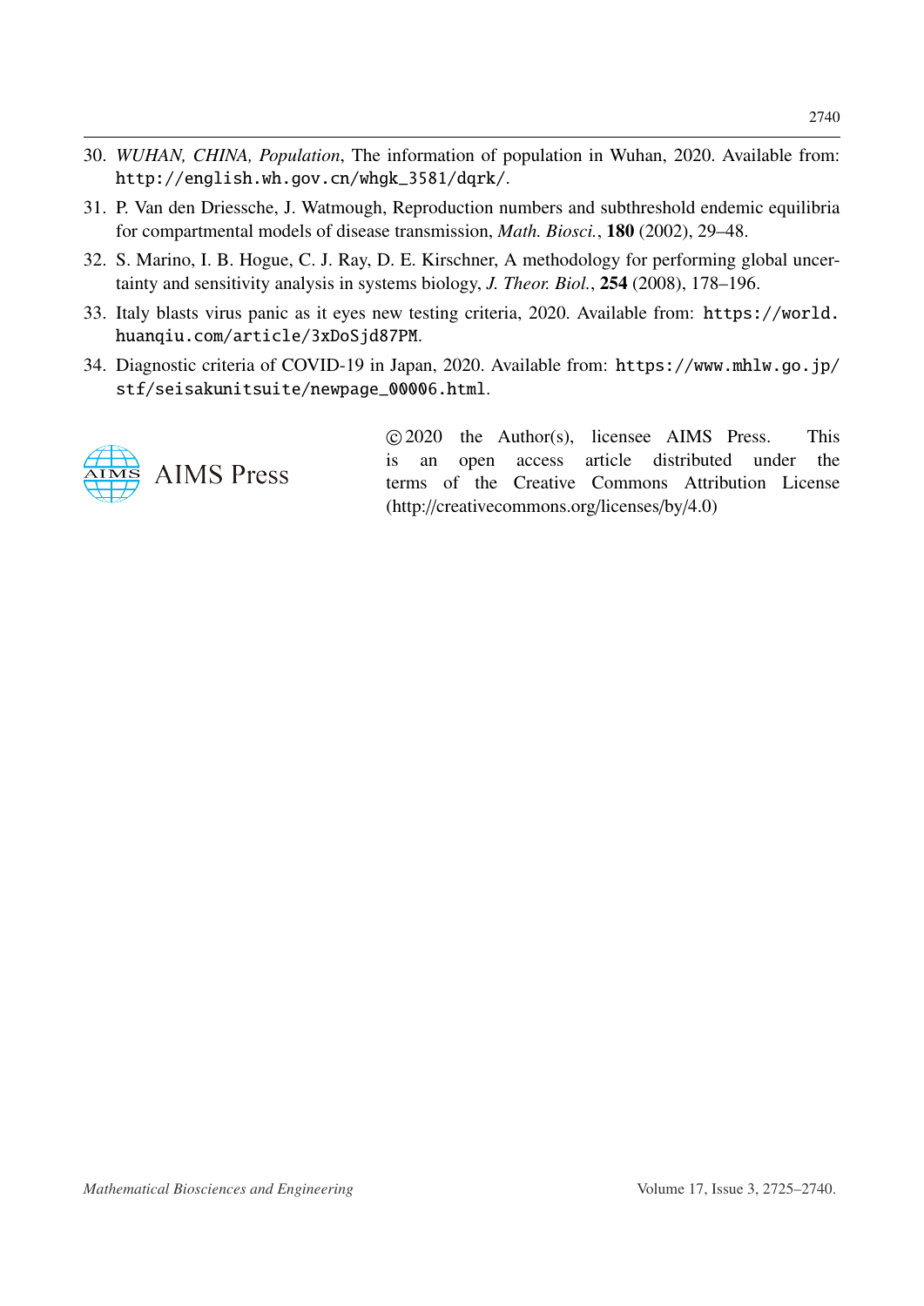30. *WUHAN, CHINA, Population*, The information of population in Wuhan, 2020. Available from: http://english.wh.gov.cn/whgk_3581/dqrk/.
31. P. Van den Driessche, J. Watmough, Reproduction numbers and subthreshold endemic equilibria for compartmental models of disease transmission, *Math. Biosci.*, **180** (2002), 29–48.
32. S. Marino, I. B. Hogue, C. J. Ray, D. E. Kirschner, A methodology for performing global uncertainty and sensitivity analysis in systems biology, *J. Theor. Biol.*, **254** (2008), 178–196.
33. Italy blasts virus panic as it eyes new testing criteria, 2020. Available from: https://world.huanqiu.com/article/3xDoSjd87PM.
34. Diagnostic criteria of COVID-19 in Japan, 2020. Available from: https://www.mhlw.go.jp/stf/seisakunitsuite/newpage_00006.html.

AIMS Press

© 2020 the Author(s), licensee AIMS Press. This is an open access article distributed under the terms of the Creative Commons Attribution License (http://creativecommons.org/licenses/by/4.0)